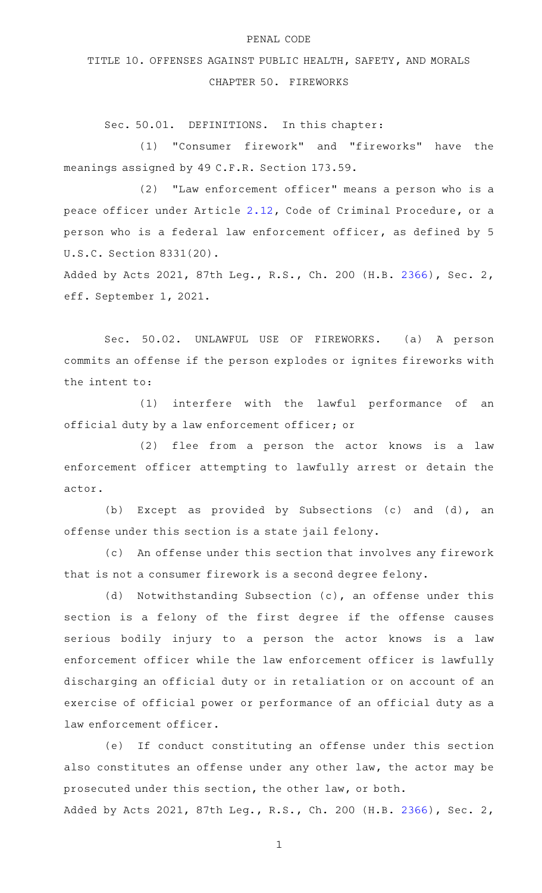PENAL CODE

TITLE 10. OFFENSES AGAINST PUBLIC HEALTH, SAFETY, AND MORALS

CHAPTER 50. FIREWORKS

Sec. 50.01. DEFINITIONS. In this chapter:

(1) "Consumer firework" and "fireworks" have the meanings assigned by 49 C.F.R. Section 173.59.

(2) "Law enforcement officer" means a person who is a peace officer under Article 2.12, Code of Criminal Procedure, or a person who is a federal law enforcement officer, as defined by 5 U.S.C. Section 8331(20).

Added by Acts 2021, 87th Leg., R.S., Ch. 200 (H.B. 2366), Sec. 2, eff. September 1, 2021.

Sec. 50.02. UNLAWFUL USE OF FIREWORKS. (a) A person commits an offense if the person explodes or ignites fireworks with the intent to:

(1) interfere with the lawful performance of an official duty by a law enforcement officer; or

(2) flee from a person the actor knows is a law enforcement officer attempting to lawfully arrest or detain the actor.

(b) Except as provided by Subsections (c) and (d), an offense under this section is a state jail felony.

(c) An offense under this section that involves any firework that is not a consumer firework is a second degree felony.

(d) Notwithstanding Subsection (c), an offense under this section is a felony of the first degree if the offense causes serious bodily injury to a person the actor knows is a law enforcement officer while the law enforcement officer is lawfully discharging an official duty or in retaliation or on account of an exercise of official power or performance of an official duty as a law enforcement officer.

(e) If conduct constituting an offense under this section also constitutes an offense under any other law, the actor may be prosecuted under this section, the other law, or both.

Added by Acts 2021, 87th Leg., R.S., Ch. 200 (H.B. 2366), Sec. 2,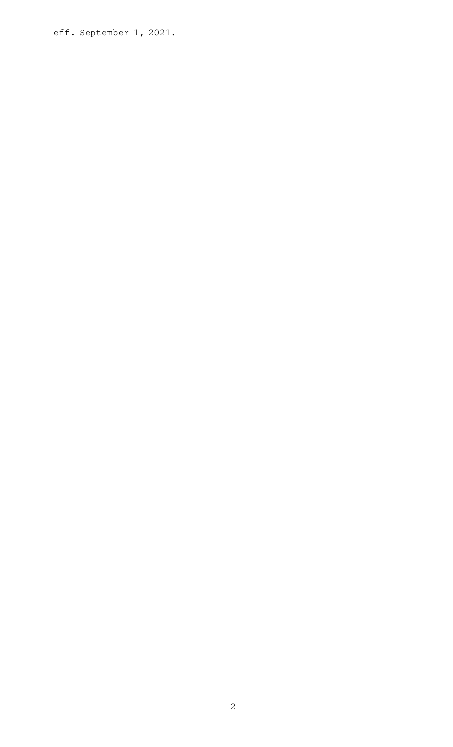eff. September 1, 2021.